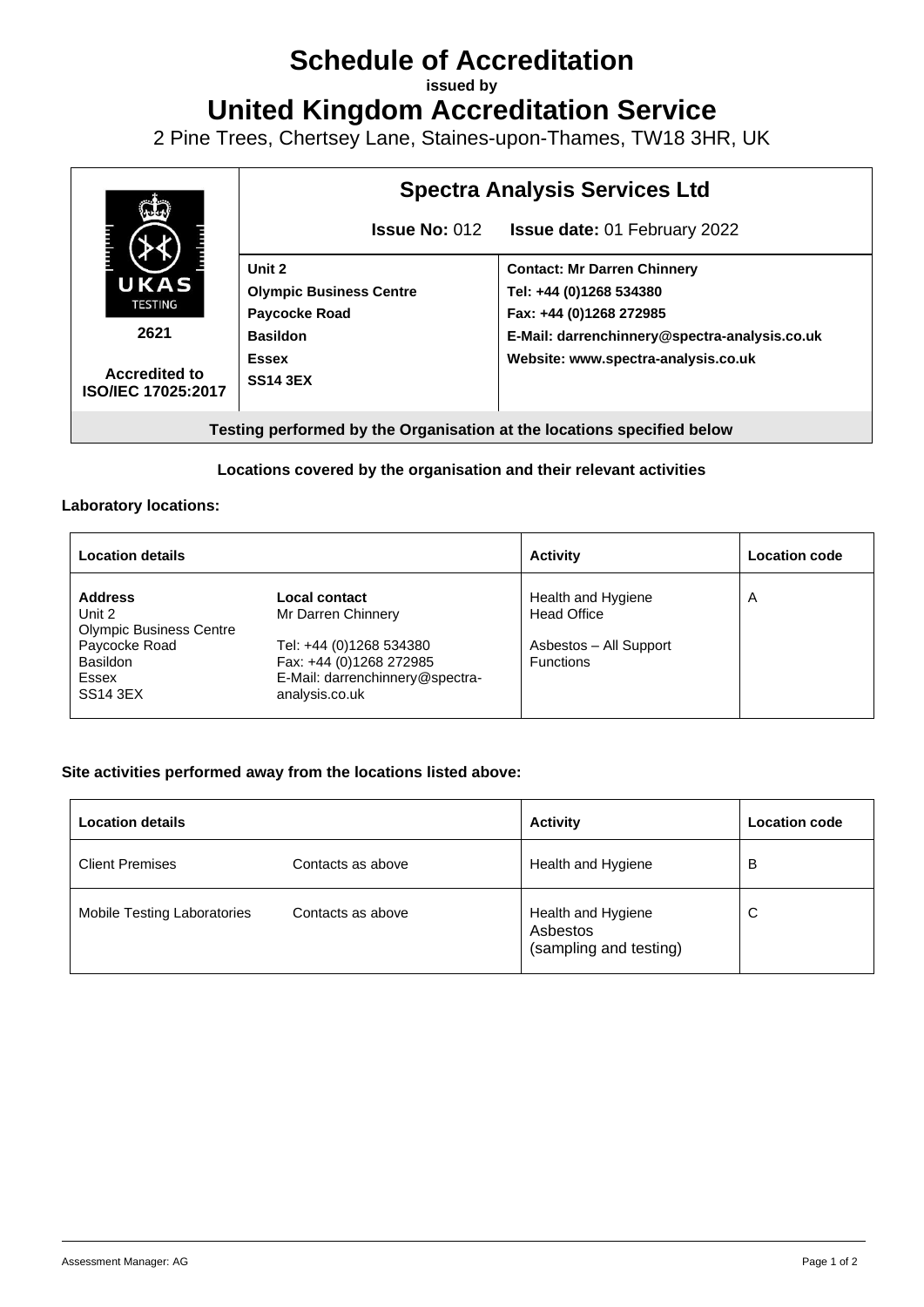# Schedule of Accreditation

**issued by**

# United Kingdom Accreditation Service

2 Pine Trees, Chertsey Lane, Staines-upon-Thames, TW18 3HR, UK

| UKAS TESTING 2621 Accredited to ISO/IEC 17025:2017 | **Spectra Analysis Services Ltd** | |
|---|---|---|
| | **Issue No:** 012 | **Issue date:** 01 February 2022 |
| | **Unit 2**<br>**Olympic Business Centre**<br>**Paycocke Road**<br>**Basildon**<br>**Essex**<br>**SS14 3EX** | **Contact: Mr Darren Chinnery**<br>**Tel: +44 (0)1268 534380**<br>**Fax: +44 (0)1268 272985**<br>**E-Mail: darrenchinnery@spectra-analysis.co.uk**<br>**Website: www.spectra-analysis.co.uk** |

**Testing performed by the Organisation at the locations specified below**

**Locations covered by the organisation and their relevant activities**

**Laboratory locations:**

| Location details | | Activity | Location code |
|---|---|---|---|
| **Address**<br>Unit 2<br>Olympic Business Centre<br>Paycocke Road<br>Basildon<br>Essex<br>SS14 3EX | **Local contact**<br>Mr Darren Chinnery<br><br>Tel: +44 (0)1268 534380<br>Fax: +44 (0)1268 272985<br>E-Mail: darrenchinnery@spectra-analysis.co.uk | Health and Hygiene<br>Head Office<br><br>Asbestos – All Support Functions | A |

**Site activities performed away from the locations listed above:**

| Location details | | Activity | Location code |
|---|---|---|---|
| Client Premises | Contacts as above | Health and Hygiene | B |
| Mobile Testing Laboratories | Contacts as above | Health and Hygiene<br>Asbestos<br>(sampling and testing) | C |

Assessment Manager: AG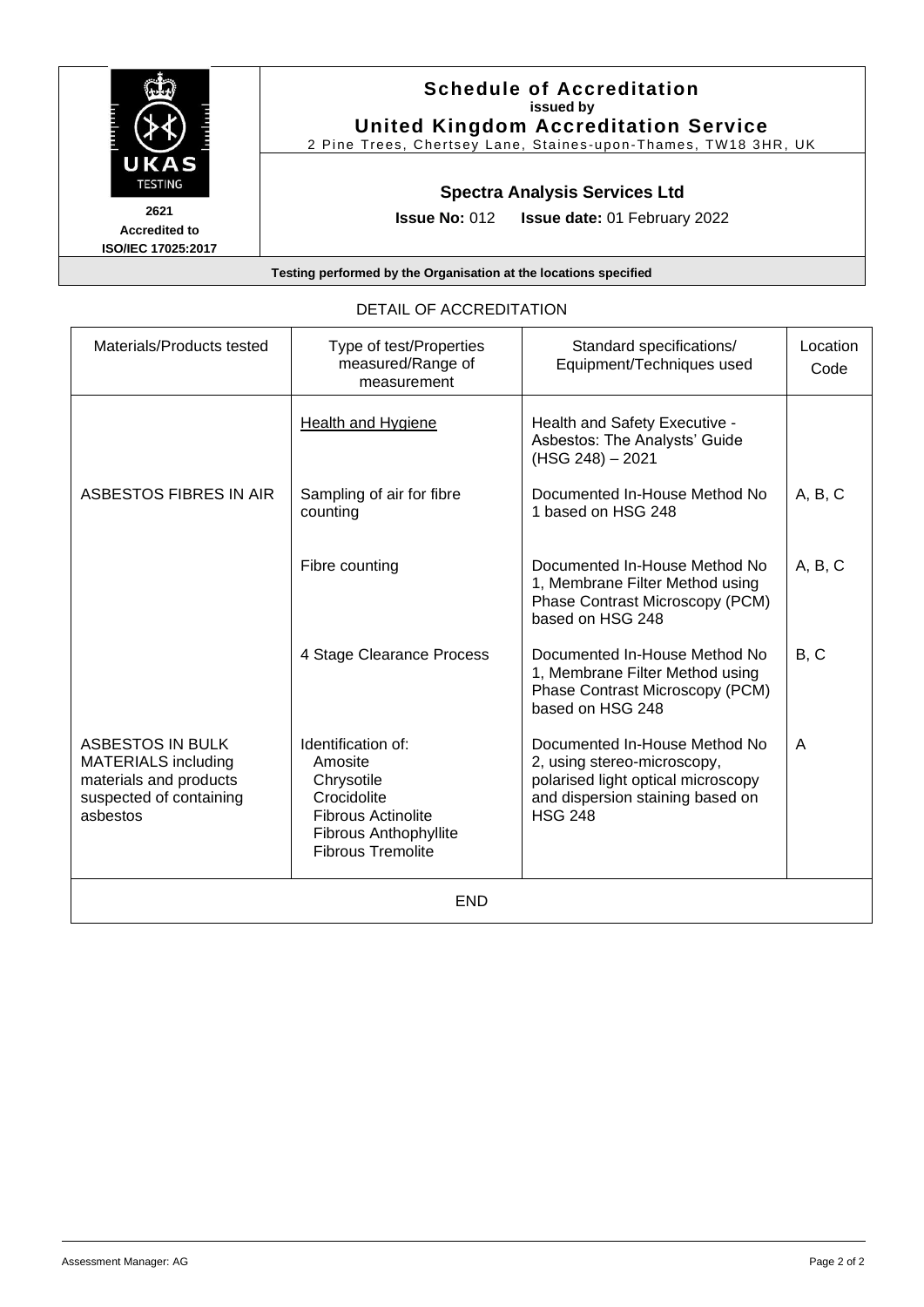# Schedule of Accreditation
**issued by**
**United Kingdom Accreditation Service**
2 Pine Trees, Chertsey Lane, Staines-upon-Thames, TW18 3HR, UK

**2621**
**Accredited to**
**ISO/IEC 17025:2017**

## Spectra Analysis Services Ltd

**Issue No:** 012 **Issue date:** 01 February 2022

**Testing performed by the Organisation at the locations specified**

DETAIL OF ACCREDITATION

| Materials/Products tested | Type of test/Properties measured/Range of measurement | Standard specifications/ Equipment/Techniques used | Location Code |
|---|---|---|---|
| | <u>Health and Hygiene</u> | Health and Safety Executive - Asbestos: The Analysts' Guide (HSG 248) – 2021 | |
| ASBESTOS FIBRES IN AIR | Sampling of air for fibre counting | Documented In-House Method No 1 based on HSG 248 | A, B, C |
| | Fibre counting | Documented In-House Method No 1, Membrane Filter Method using Phase Contrast Microscopy (PCM) based on HSG 248 | A, B, C |
| | 4 Stage Clearance Process | Documented In-House Method No 1, Membrane Filter Method using Phase Contrast Microscopy (PCM) based on HSG 248 | B, C |
| ASBESTOS IN BULK MATERIALS including materials and products suspected of containing asbestos | Identification of: Amosite Chrysotile Crocidolite Fibrous Actinolite Fibrous Anthophyllite Fibrous Tremolite | Documented In-House Method No 2, using stereo-microscopy, polarised light optical microscopy and dispersion staining based on HSG 248 | A |

END

Assessment Manager: AG